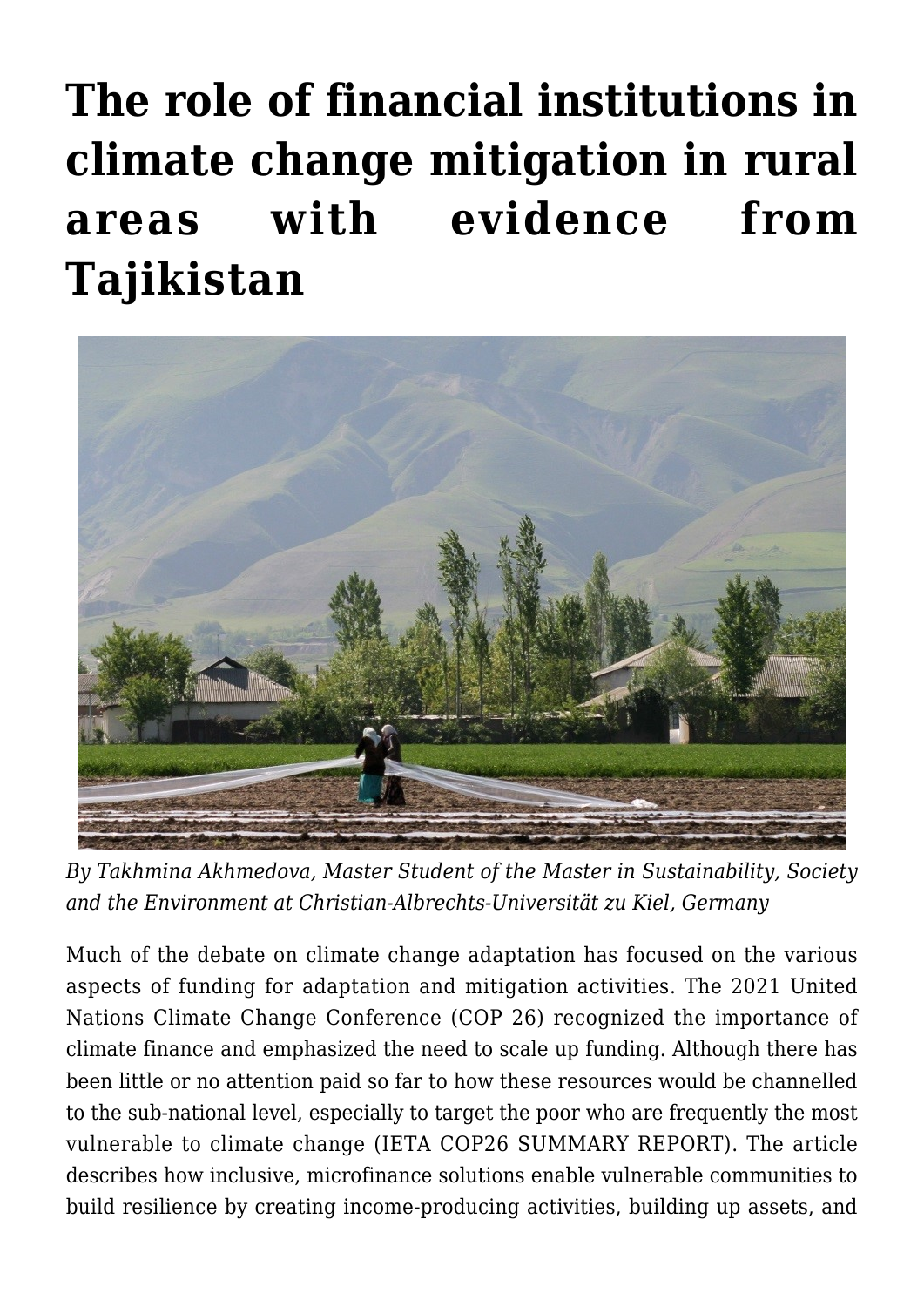# The role of financial institutions in climate change mitigation in rural areas with evidence from Tajikistan

*By Takhmina Akhmedova, Master Student of the Master in Sustainability, Society and the Environment at Christian-Albrechts-Universität zu Kiel, Germany*

Much of the debate on climate change adaptation has focused on the various aspects of funding for adaptation and mitigation activities. The 2021 United Nations Climate Change Conference (COP 26) recognized the importance of climate finance and emphasized the need to scale up funding. Although there has been little or no attention paid so far to how these resources would be channelled to the sub-national level, especially to target the poor who are frequently the most vulnerable to climate change (IETA COP26 SUMMARY REPORT). The article describes how inclusive, microfinance solutions enable vulnerable communities to build resilience by creating income-producing activities, building up assets, and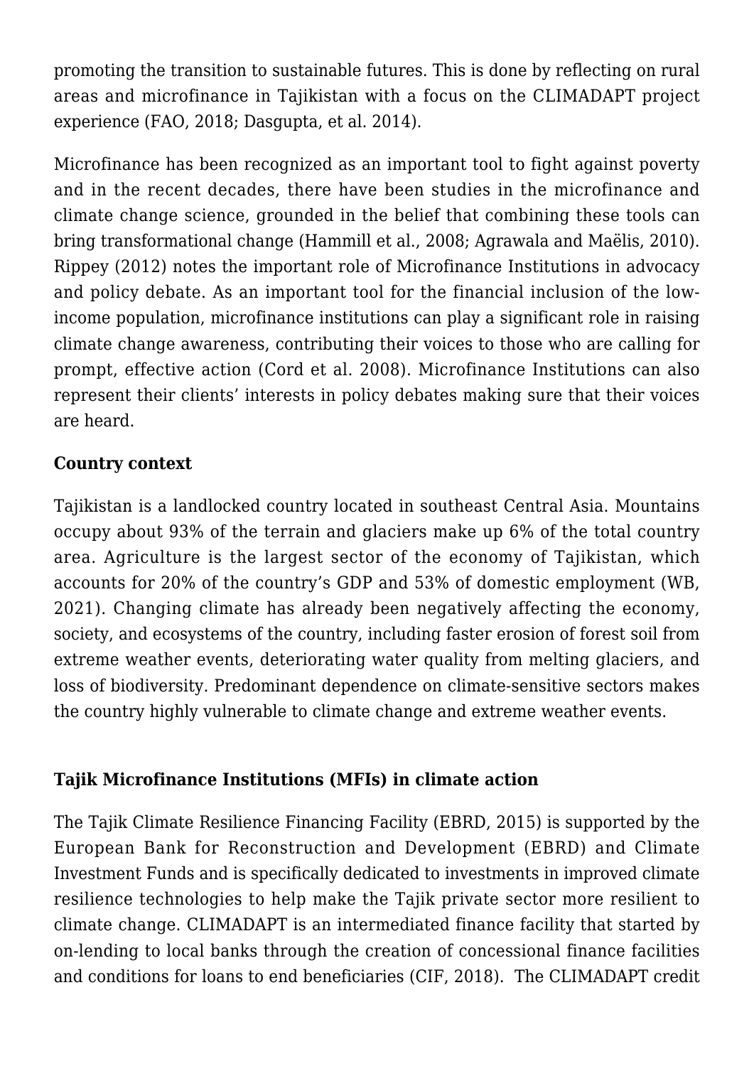promoting the transition to sustainable futures. This is done by reflecting on rural areas and microfinance in Tajikistan with a focus on the CLIMADAPT project experience (FAO, 2018; Dasgupta, et al. 2014).

Microfinance has been recognized as an important tool to fight against poverty and in the recent decades, there have been studies in the microfinance and climate change science, grounded in the belief that combining these tools can bring transformational change (Hammill et al., 2008; Agrawala and Maëlis, 2010). Rippey (2012) notes the important role of Microfinance Institutions in advocacy and policy debate. As an important tool for the financial inclusion of the low-income population, microfinance institutions can play a significant role in raising climate change awareness, contributing their voices to those who are calling for prompt, effective action (Cord et al. 2008). Microfinance Institutions can also represent their clients' interests in policy debates making sure that their voices are heard.

**Country context**

Tajikistan is a landlocked country located in southeast Central Asia. Mountains occupy about 93% of the terrain and glaciers make up 6% of the total country area. Agriculture is the largest sector of the economy of Tajikistan, which accounts for 20% of the country's GDP and 53% of domestic employment (WB, 2021). Changing climate has already been negatively affecting the economy, society, and ecosystems of the country, including faster erosion of forest soil from extreme weather events, deteriorating water quality from melting glaciers, and loss of biodiversity. Predominant dependence on climate-sensitive sectors makes the country highly vulnerable to climate change and extreme weather events.

**Tajik Microfinance Institutions (MFIs) in climate action**

The Tajik Climate Resilience Financing Facility (EBRD, 2015) is supported by the European Bank for Reconstruction and Development (EBRD) and Climate Investment Funds and is specifically dedicated to investments in improved climate resilience technologies to help make the Tajik private sector more resilient to climate change. CLIMADAPT is an intermediated finance facility that started by on-lending to local banks through the creation of concessional finance facilities and conditions for loans to end beneficiaries (CIF, 2018). The CLIMADAPT credit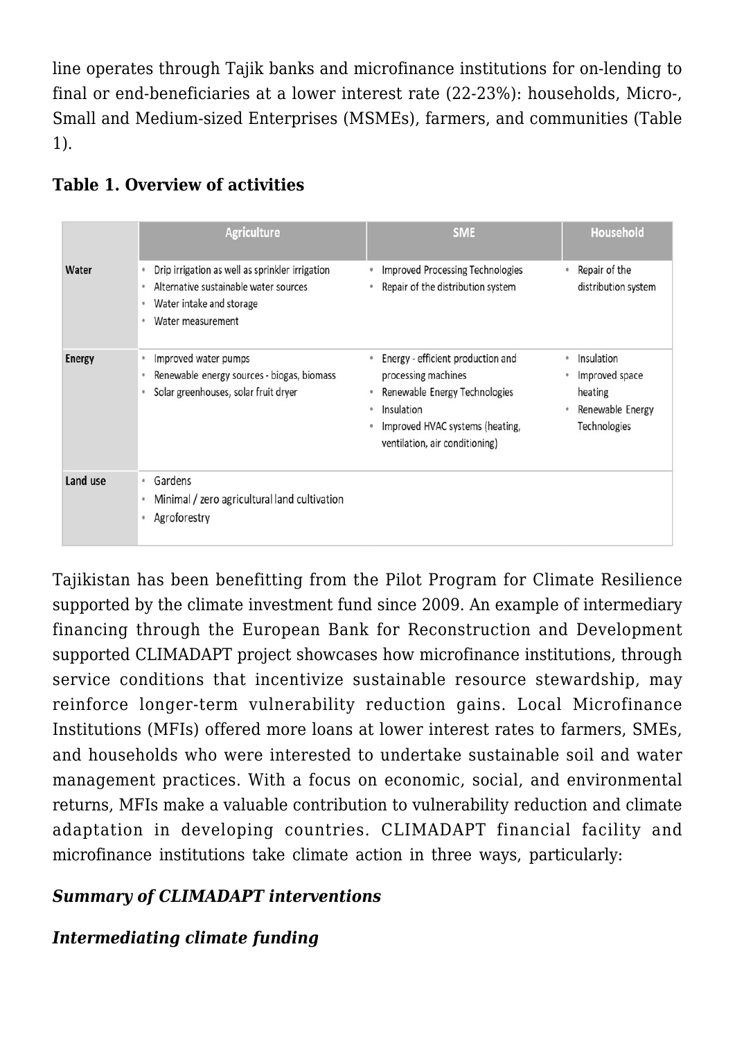line operates through Tajik banks and microfinance institutions for on-lending to final or end-beneficiaries at a lower interest rate (22-23%): households, Micro-, Small and Medium-sized Enterprises (MSMEs), farmers, and communities (Table 1).

**Table 1. Overview of activities**

| | Agriculture | SME | Household |
|---|---|---|---|
| **Water** | • Drip irrigation as well as sprinkler irrigation<br>• Alternative sustainable water sources<br>• Water intake and storage<br>• Water measurement | • Improved Processing Technologies<br>• Repair of the distribution system | • Repair of the distribution system |
| **Energy** | • Improved water pumps<br>• Renewable energy sources - biogas, biomass<br>• Solar greenhouses, solar fruit dryer | • Energy - efficient production and processing machines<br>• Renewable Energy Technologies<br>• Insulation<br>• Improved HVAC systems (heating, ventilation, air conditioning) | • Insulation<br>• Improved space heating<br>• Renewable Energy Technologies |
| **Land use** | • Gardens<br>• Minimal / zero agricultural land cultivation<br>• Agroforestry | | |

Tajikistan has been benefitting from the Pilot Program for Climate Resilience supported by the climate investment fund since 2009. An example of intermediary financing through the European Bank for Reconstruction and Development supported CLIMADAPT project showcases how microfinance institutions, through service conditions that incentivize sustainable resource stewardship, may reinforce longer-term vulnerability reduction gains. Local Microfinance Institutions (MFIs) offered more loans at lower interest rates to farmers, SMEs, and households who were interested to undertake sustainable soil and water management practices. With a focus on economic, social, and environmental returns, MFIs make a valuable contribution to vulnerability reduction and climate adaptation in developing countries. CLIMADAPT financial facility and microfinance institutions take climate action in three ways, particularly:

### *Summary of CLIMADAPT interventions*

### *Intermediating climate funding*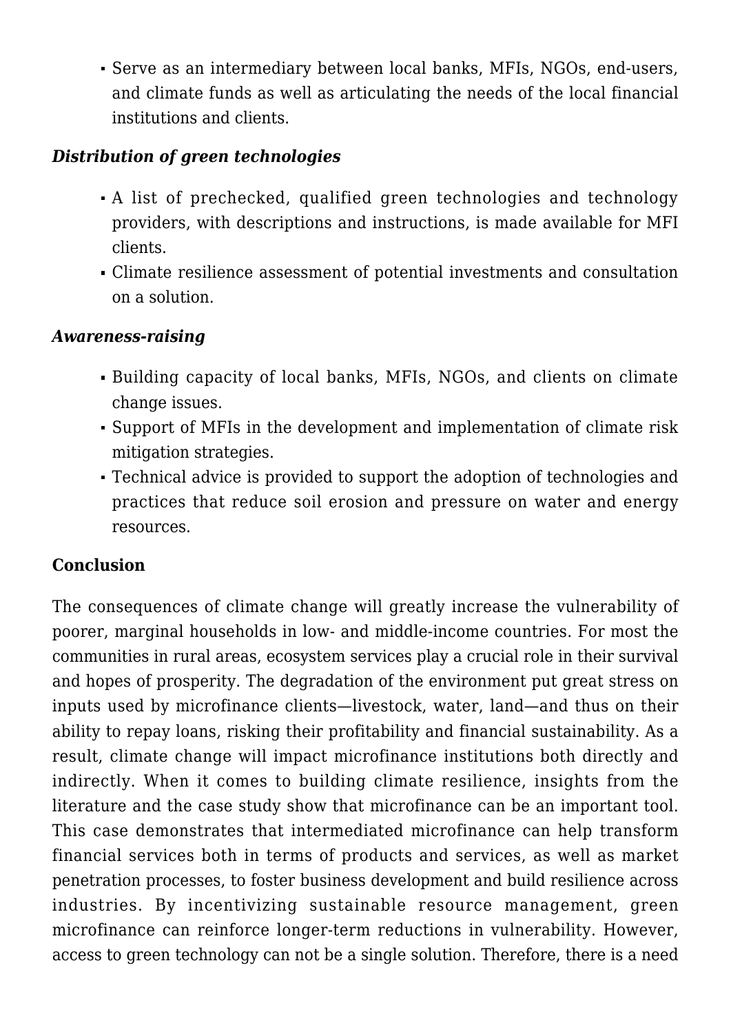- Serve as an intermediary between local banks, MFIs, NGOs, end-users, and climate funds as well as articulating the needs of the local financial institutions and clients.

***Distribution of green technologies***

- A list of prechecked, qualified green technologies and technology providers, with descriptions and instructions, is made available for MFI clients.
- Climate resilience assessment of potential investments and consultation on a solution.

***Awareness-raising***

- Building capacity of local banks, MFIs, NGOs, and clients on climate change issues.
- Support of MFIs in the development and implementation of climate risk mitigation strategies.
- Technical advice is provided to support the adoption of technologies and practices that reduce soil erosion and pressure on water and energy resources.

**Conclusion**

The consequences of climate change will greatly increase the vulnerability of poorer, marginal households in low- and middle-income countries. For most the communities in rural areas, ecosystem services play a crucial role in their survival and hopes of prosperity. The degradation of the environment put great stress on inputs used by microfinance clients—livestock, water, land—and thus on their ability to repay loans, risking their profitability and financial sustainability. As a result, climate change will impact microfinance institutions both directly and indirectly. When it comes to building climate resilience, insights from the literature and the case study show that microfinance can be an important tool. This case demonstrates that intermediated microfinance can help transform financial services both in terms of products and services, as well as market penetration processes, to foster business development and build resilience across industries. By incentivizing sustainable resource management, green microfinance can reinforce longer-term reductions in vulnerability. However, access to green technology can not be a single solution. Therefore, there is a need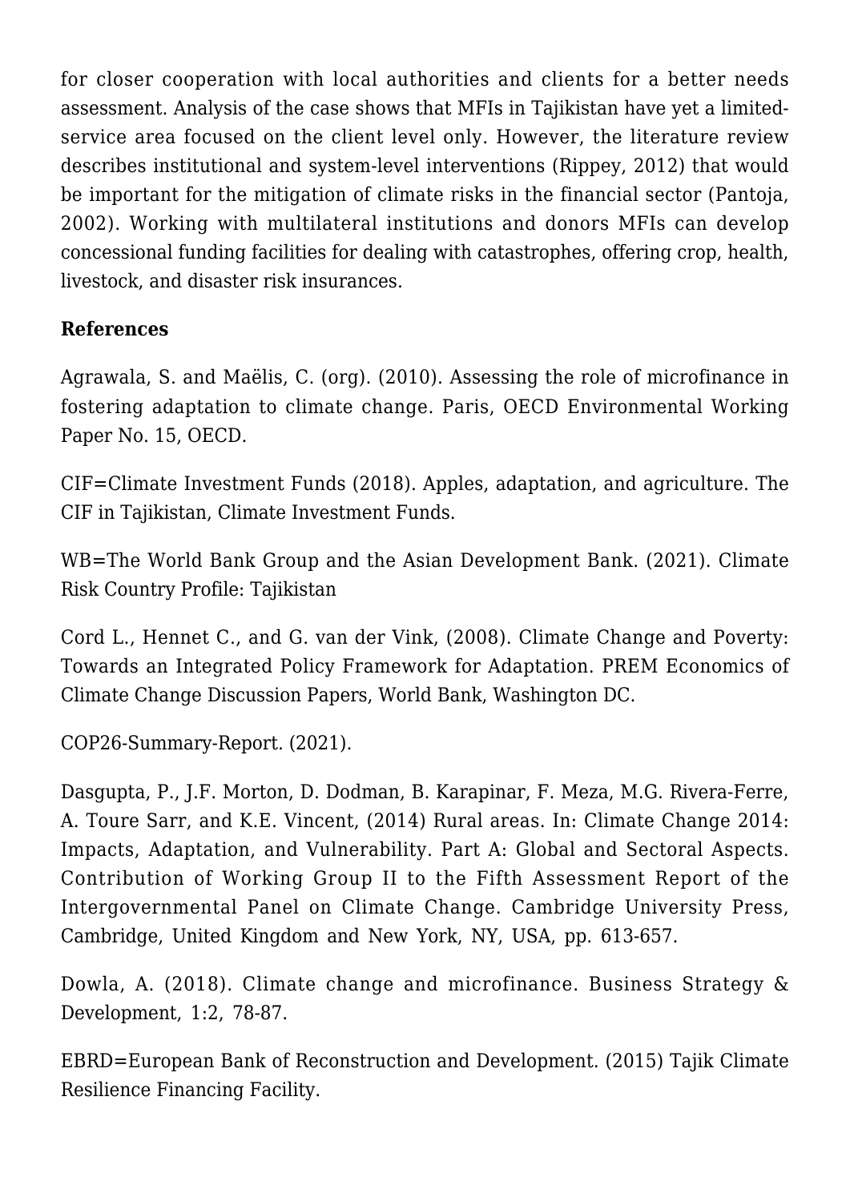for closer cooperation with local authorities and clients for a better needs assessment. Analysis of the case shows that MFIs in Tajikistan have yet a limited-service area focused on the client level only. However, the literature review describes institutional and system-level interventions (Rippey, 2012) that would be important for the mitigation of climate risks in the financial sector (Pantoja, 2002). Working with multilateral institutions and donors MFIs can develop concessional funding facilities for dealing with catastrophes, offering crop, health, livestock, and disaster risk insurances.

**References**

Agrawala, S. and Maëlis, C. (org). (2010). Assessing the role of microfinance in fostering adaptation to climate change. Paris, OECD Environmental Working Paper No. 15, OECD.

CIF=Climate Investment Funds (2018). Apples, adaptation, and agriculture. The CIF in Tajikistan, Climate Investment Funds.

WB=The World Bank Group and the Asian Development Bank. (2021). Climate Risk Country Profile: Tajikistan

Cord L., Hennet C., and G. van der Vink, (2008). Climate Change and Poverty: Towards an Integrated Policy Framework for Adaptation. PREM Economics of Climate Change Discussion Papers, World Bank, Washington DC.

COP26-Summary-Report. (2021).

Dasgupta, P., J.F. Morton, D. Dodman, B. Karapinar, F. Meza, M.G. Rivera-Ferre, A. Toure Sarr, and K.E. Vincent, (2014) Rural areas. In: Climate Change 2014: Impacts, Adaptation, and Vulnerability. Part A: Global and Sectoral Aspects. Contribution of Working Group II to the Fifth Assessment Report of the Intergovernmental Panel on Climate Change. Cambridge University Press, Cambridge, United Kingdom and New York, NY, USA, pp. 613-657.

Dowla, A. (2018). Climate change and microfinance. Business Strategy & Development, 1:2, 78-87.

EBRD=European Bank of Reconstruction and Development. (2015) Tajik Climate Resilience Financing Facility.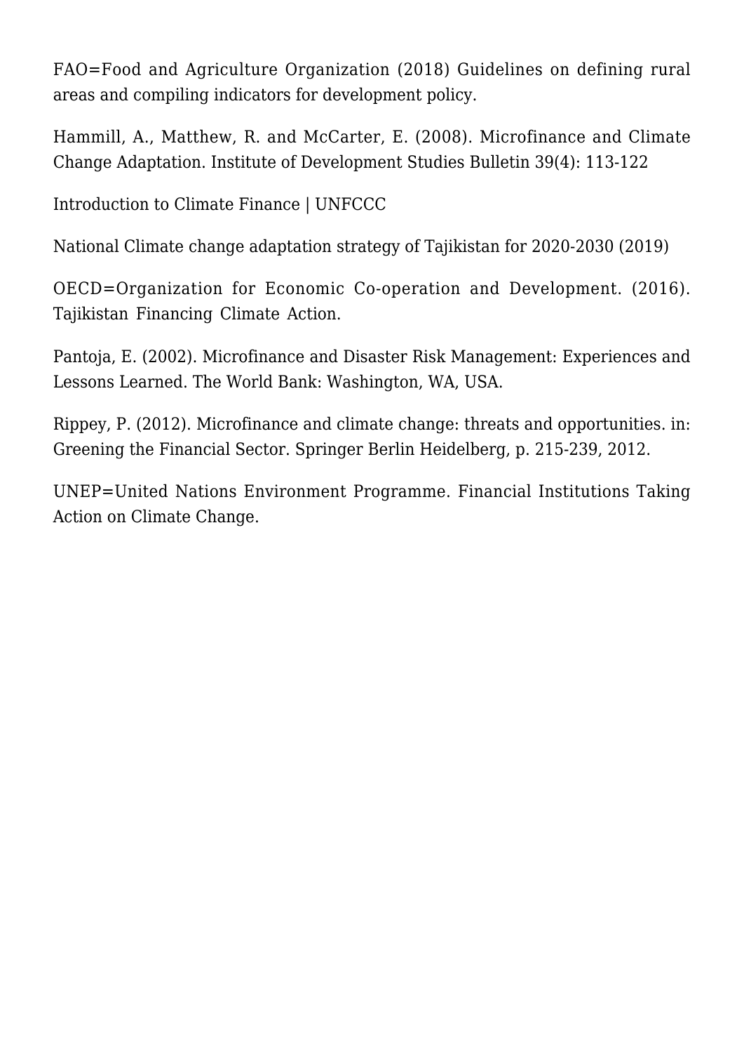FAO=Food and Agriculture Organization (2018) Guidelines on defining rural areas and compiling indicators for development policy.

Hammill, A., Matthew, R. and McCarter, E. (2008). Microfinance and Climate Change Adaptation. Institute of Development Studies Bulletin 39(4): 113-122

Introduction to Climate Finance | UNFCCC

National Climate change adaptation strategy of Tajikistan for 2020-2030 (2019)

OECD=Organization for Economic Co-operation and Development. (2016). Tajikistan Financing Climate Action.

Pantoja, E. (2002). Microfinance and Disaster Risk Management: Experiences and Lessons Learned. The World Bank: Washington, WA, USA.

Rippey, P. (2012). Microfinance and climate change: threats and opportunities. in: Greening the Financial Sector. Springer Berlin Heidelberg, p. 215-239, 2012.

UNEP=United Nations Environment Programme. Financial Institutions Taking Action on Climate Change.